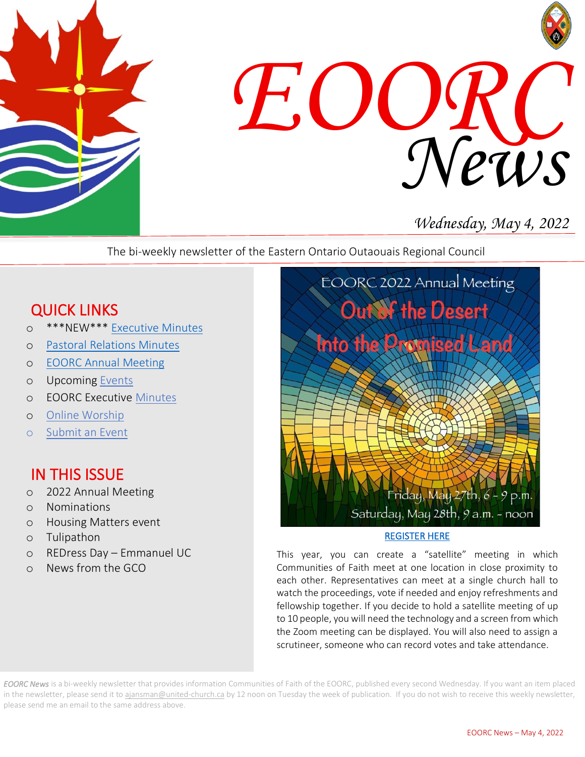# EOORC News

*Wednesday, May 4, 2022*

The bi-weekly newsletter of the Eastern Ontario Outaouais Regional Council

## QUICK LINKS

- ***NEW*** Executive Minutes
- Pastoral Relations Minutes
- EOORC Annual Meeting
- Upcoming Events
- EOORC Executive Minutes
- Online Worship
- Submit an Event

## IN THIS ISSUE

- 2022 Annual Meeting
- Nominations
- Housing Matters event
- Tulipathon
- REDress Day – Emmanuel UC
- News from the GCO

EOORC 2022 Annual Meeting

**Out of the Desert Into the Promised Land**

Friday, May 27th, 6 – 9 p.m.
Saturday, May 28th, 9 a.m. – noon

REGISTER HERE

This year, you can create a "satellite" meeting in which Communities of Faith meet at one location in close proximity to each other. Representatives can meet at a single church hall to watch the proceedings, vote if needed and enjoy refreshments and fellowship together. If you decide to hold a satellite meeting of up to 10 people, you will need the technology and a screen from which the Zoom meeting can be displayed. You will also need to assign a scrutineer, someone who can record votes and take attendance.

*EOORC News* is a bi-weekly newsletter that provides information Communities of Faith of the EOORC, published every second Wednesday. If you want an item placed in the newsletter, please send it to ajansman@united-church.ca by 12 noon on Tuesday the week of publication. If you do not wish to receive this weekly newsletter, please send me an email to the same address above.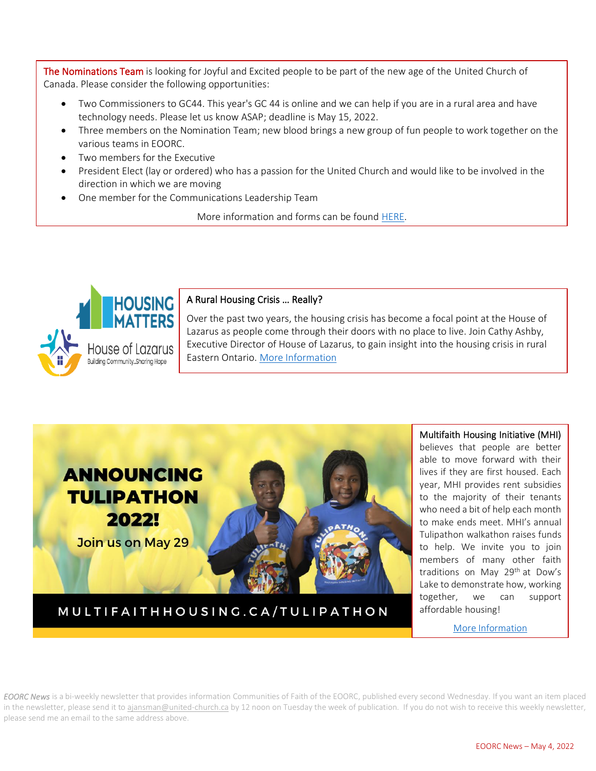The Nominations Team is looking for Joyful and Excited people to be part of the new age of the United Church of Canada. Please consider the following opportunities:

- Two Commissioners to GC44. This year's GC 44 is online and we can help if you are in a rural area and have technology needs. Please let us know ASAP; deadline is May 15, 2022.
- Three members on the Nomination Team; new blood brings a new group of fun people to work together on the various teams in EOORC.
- Two members for the Executive
- President Elect (lay or ordered) who has a passion for the United Church and would like to be involved in the direction in which we are moving
- One member for the Communications Leadership Team

More information and forms can be found HERE.

## A Rural Housing Crisis … Really?

Over the past two years, the housing crisis has become a focal point at the House of Lazarus as people come through their doors with no place to live. Join Cathy Ashby, Executive Director of House of Lazarus, to gain insight into the housing crisis in rural Eastern Ontario. More Information

## Multifaith Housing Initiative (MHI)

ANNOUNCING TULIPATHON 2022! Join us on May 29

MULTIFAITHHOUSING.CA/TULIPATHON

Multifaith Housing Initiative (MHI) believes that people are better able to move forward with their lives if they are first housed. Each year, MHI provides rent subsidies to the majority of their tenants who need a bit of help each month to make ends meet. MHI's annual Tulipathon walkathon raises funds to help. We invite you to join members of many other faith traditions on May 29th at Dow's Lake to demonstrate how, working together, we can support affordable housing!

More Information

*EOORC News* is a bi-weekly newsletter that provides information Communities of Faith of the EOORC, published every second Wednesday. If you want an item placed in the newsletter, please send it to ajansman@united-church.ca by 12 noon on Tuesday the week of publication. If you do not wish to receive this weekly newsletter, please send me an email to the same address above.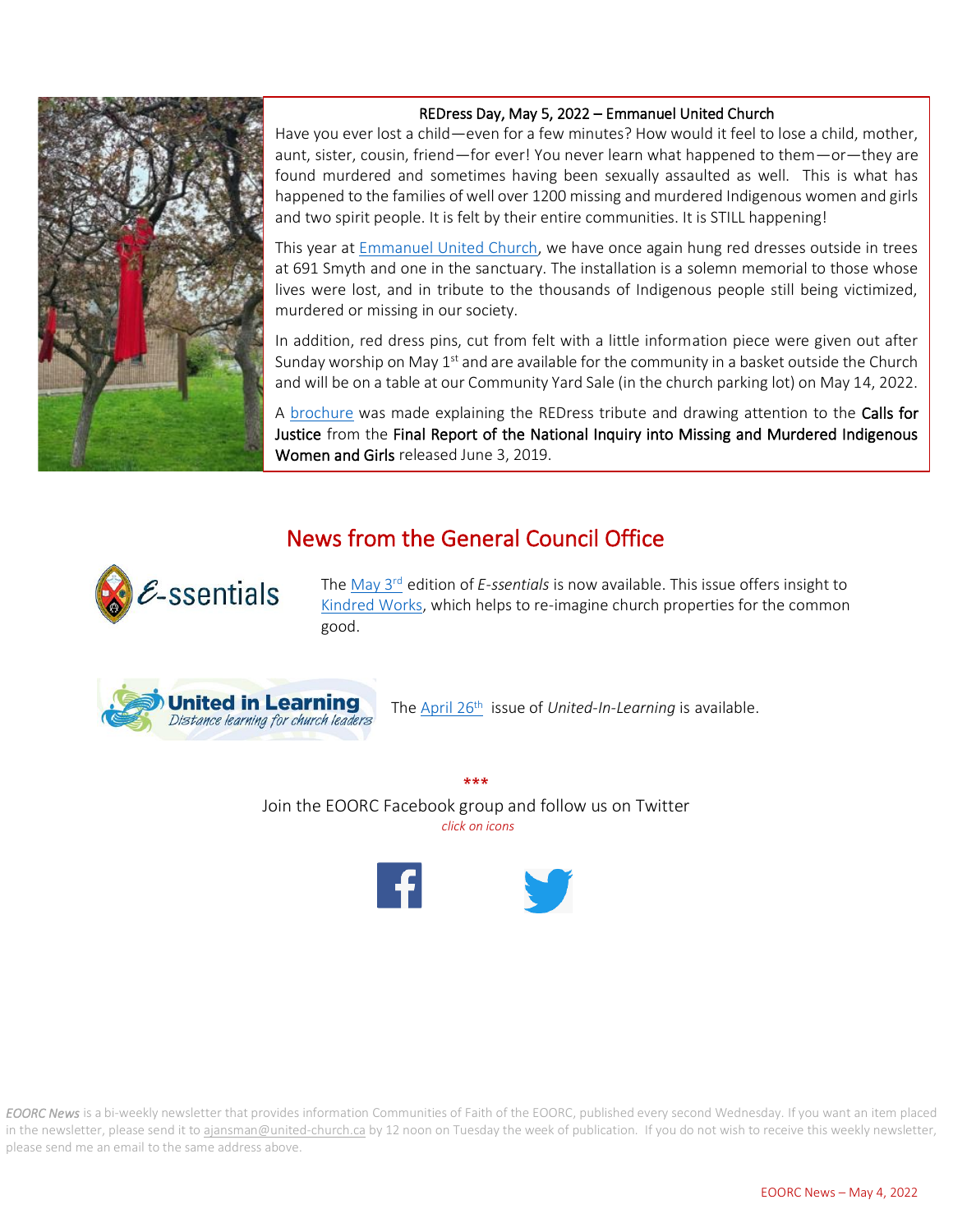**REDress Day, May 5, 2022 – Emmanuel United Church**

Have you ever lost a child—even for a few minutes? How would it feel to lose a child, mother, aunt, sister, cousin, friend—for ever! You never learn what happened to them—or—they are found murdered and sometimes having been sexually assaulted as well. This is what has happened to the families of well over 1200 missing and murdered Indigenous women and girls and two spirit people. It is felt by their entire communities. It is STILL happening!

This year at Emmanuel United Church, we have once again hung red dresses outside in trees at 691 Smyth and one in the sanctuary. The installation is a solemn memorial to those whose lives were lost, and in tribute to the thousands of Indigenous people still being victimized, murdered or missing in our society.

In addition, red dress pins, cut from felt with a little information piece were given out after Sunday worship on May 1st and are available for the community in a basket outside the Church and will be on a table at our Community Yard Sale (in the church parking lot) on May 14, 2022.

A brochure was made explaining the REDress tribute and drawing attention to the **Calls for Justice** from the **Final Report of the National Inquiry into Missing and Murdered Indigenous Women and Girls** released June 3, 2019.

## News from the General Council Office

The May 3rd edition of *E-ssentials* is now available. This issue offers insight to Kindred Works, which helps to re-imagine church properties for the common good.

The April 26th issue of *United-In-Learning* is available.

\*\*\*

Join the EOORC Facebook group and follow us on Twitter

*click on icons*

*EOORC News* is a bi-weekly newsletter that provides information Communities of Faith of the EOORC, published every second Wednesday. If you want an item placed in the newsletter, please send it to ajansman@united-church.ca by 12 noon on Tuesday the week of publication. If you do not wish to receive this weekly newsletter, please send me an email to the same address above.